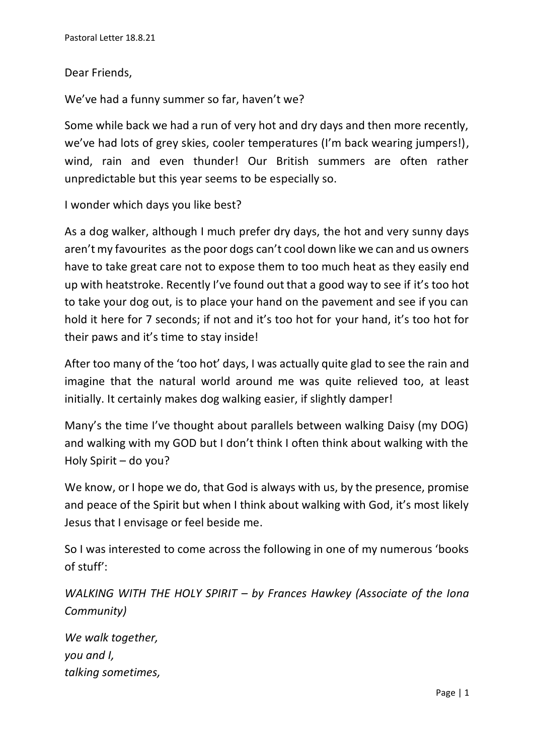Pastoral Letter 18.8.21

Dear Friends,

We've had a funny summer so far, haven't we?

Some while back we had a run of very hot and dry days and then more recently, we've had lots of grey skies, cooler temperatures (I'm back wearing jumpers!), wind, rain and even thunder! Our British summers are often rather unpredictable but this year seems to be especially so.

I wonder which days you like best?

As a dog walker, although I much prefer dry days, the hot and very sunny days aren't my favourites as the poor dogs can't cool down like we can and us owners have to take great care not to expose them to too much heat as they easily end up with heatstroke. Recently I've found out that a good way to see if it's too hot to take your dog out, is to place your hand on the pavement and see if you can hold it here for 7 seconds; if not and it's too hot for your hand, it's too hot for their paws and it's time to stay inside!

After too many of the 'too hot' days, I was actually quite glad to see the rain and imagine that the natural world around me was quite relieved too, at least initially. It certainly makes dog walking easier, if slightly damper!

Many's the time I've thought about parallels between walking Daisy (my DOG) and walking with my GOD but I don't think I often think about walking with the Holy Spirit – do you?

We know, or I hope we do, that God is always with us, by the presence, promise and peace of the Spirit but when I think about walking with God, it's most likely Jesus that I envisage or feel beside me.

So I was interested to come across the following in one of my numerous 'books of stuff':

*WALKING WITH THE HOLY SPIRIT – by Frances Hawkey (Associate of the Iona Community)*

*We walk together,*
*you and I,*
*talking sometimes,*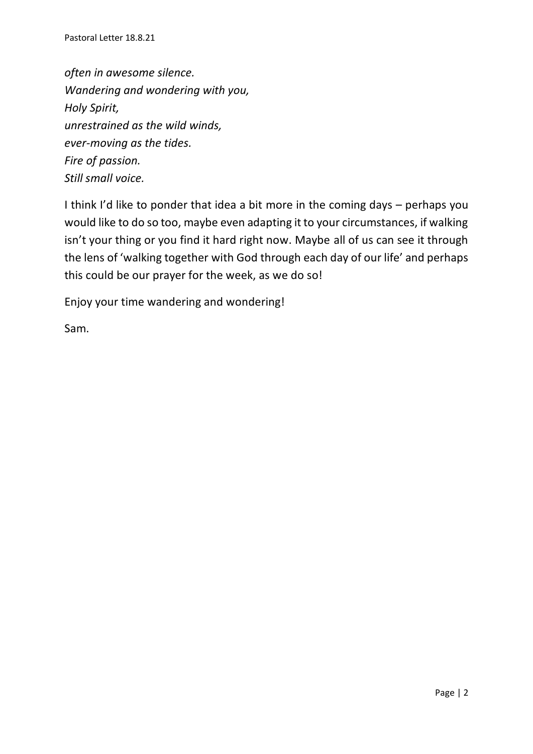*often in awesome silence.*  
*Wandering and wondering with you,*  
*Holy Spirit,*  
*unrestrained as the wild winds,*  
*ever-moving as the tides.*  
*Fire of passion.*  
*Still small voice.*

I think I'd like to ponder that idea a bit more in the coming days – perhaps you would like to do so too, maybe even adapting it to your circumstances, if walking isn't your thing or you find it hard right now. Maybe all of us can see it through the lens of 'walking together with God through each day of our life' and perhaps this could be our prayer for the week, as we do so!

Enjoy your time wandering and wondering!

Sam.